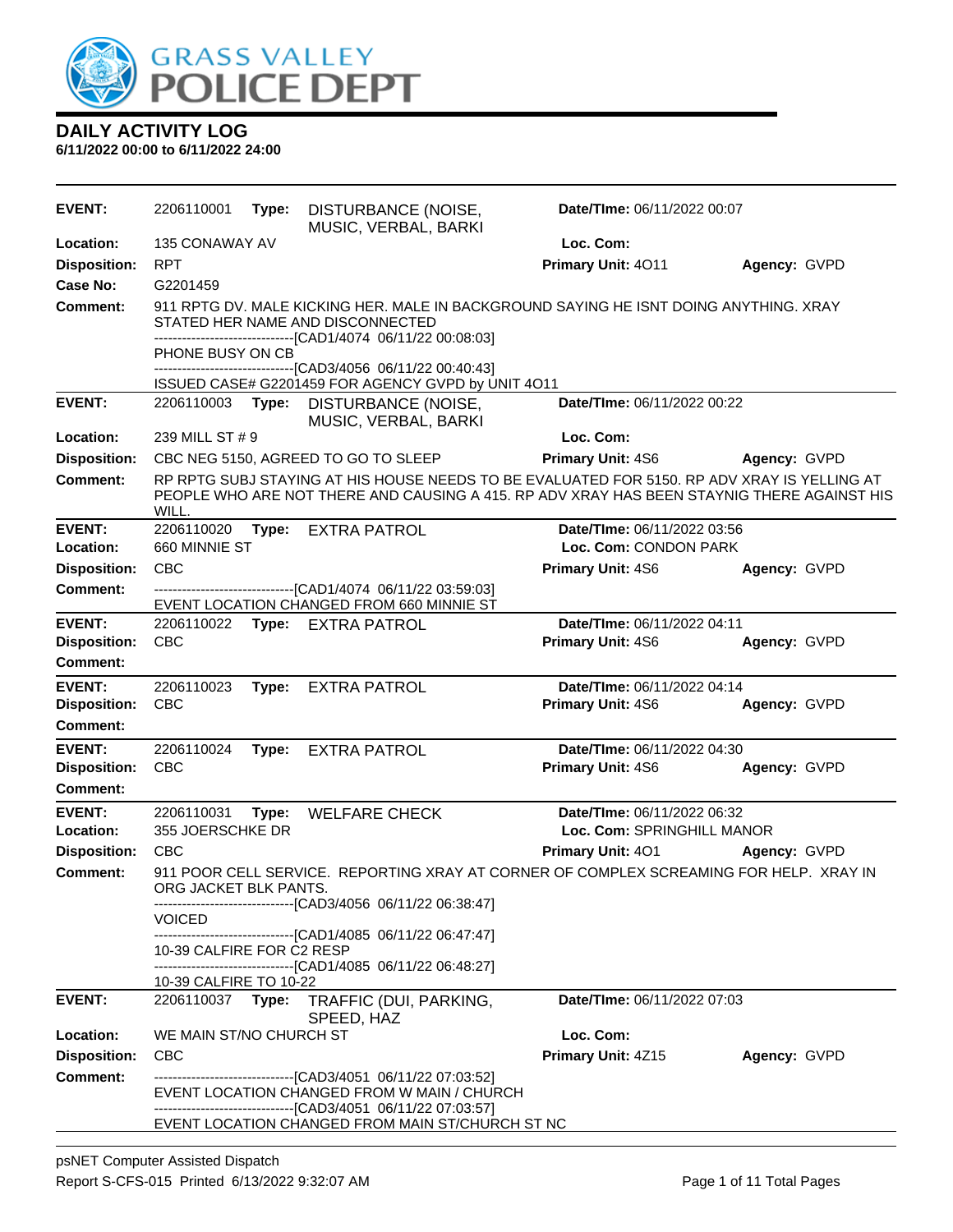# GRASS VALLEY POLICE DEPT

## DAILY ACTIVITY LOG
**6/11/2022 00:00 to 6/11/2022 24:00**

---

**EVENT:** 2206110001 **Type:** DISTURBANCE (NOISE, MUSIC, VERBAL, BARKI **Date/TIme:** 06/11/2022 00:07
**Location:** 135 CONAWAY AV **Loc. Com:**
**Disposition:** RPT **Primary Unit:** 4O11 **Agency:** GVPD
**Case No:** G2201459
**Comment:** 911 RPTG DV. MALE KICKING HER. MALE IN BACKGROUND SAYING HE ISNT DOING ANYTHING. XRAY STATED HER NAME AND DISCONNECTED
------------------------------[CAD1/4074 06/11/22 00:08:03]
PHONE BUSY ON CB
------------------------------[CAD3/4056 06/11/22 00:40:43]
ISSUED CASE# G2201459 FOR AGENCY GVPD by UNIT 4O11

---

**EVENT:** 2206110003 **Type:** DISTURBANCE (NOISE, MUSIC, VERBAL, BARKI **Date/TIme:** 06/11/2022 00:22
**Location:** 239 MILL ST # 9 **Loc. Com:**
**Disposition:** CBC NEG 5150, AGREED TO GO TO SLEEP **Primary Unit:** 4S6 **Agency:** GVPD
**Comment:** RP RPTG SUBJ STAYING AT HIS HOUSE NEEDS TO BE EVALUATED FOR 5150. RP ADV XRAY IS YELLING AT PEOPLE WHO ARE NOT THERE AND CAUSING A 415. RP ADV XRAY HAS BEEN STAYNIG THERE AGAINST HIS WILL.

---

**EVENT:** 2206110020 **Type:** EXTRA PATROL **Date/TIme:** 06/11/2022 03:56
**Location:** 660 MINNIE ST **Loc. Com:** CONDON PARK
**Disposition:** CBC **Primary Unit:** 4S6 **Agency:** GVPD
**Comment:** ------------------------------[CAD1/4074 06/11/22 03:59:03]
EVENT LOCATION CHANGED FROM 660 MINNIE ST

---

**EVENT:** 2206110022 **Type:** EXTRA PATROL **Date/TIme:** 06/11/2022 04:11
**Disposition:** CBC **Primary Unit:** 4S6 **Agency:** GVPD
**Comment:**

---

**EVENT:** 2206110023 **Type:** EXTRA PATROL **Date/TIme:** 06/11/2022 04:14
**Disposition:** CBC **Primary Unit:** 4S6 **Agency:** GVPD
**Comment:**

---

**EVENT:** 2206110024 **Type:** EXTRA PATROL **Date/TIme:** 06/11/2022 04:30
**Disposition:** CBC **Primary Unit:** 4S6 **Agency:** GVPD
**Comment:**

---

**EVENT:** 2206110031 **Type:** WELFARE CHECK **Date/TIme:** 06/11/2022 06:32
**Location:** 355 JOERSCHKE DR **Loc. Com:** SPRINGHILL MANOR
**Disposition:** CBC **Primary Unit:** 4O1 **Agency:** GVPD
**Comment:** 911 POOR CELL SERVICE. REPORTING XRAY AT CORNER OF COMPLEX SCREAMING FOR HELP. XRAY IN ORG JACKET BLK PANTS.
------------------------------[CAD3/4056 06/11/22 06:38:47]
VOICED
------------------------------[CAD1/4085 06/11/22 06:47:47]
10-39 CALFIRE FOR C2 RESP
------------------------------[CAD1/4085 06/11/22 06:48:27]
10-39 CALFIRE TO 10-22

---

**EVENT:** 2206110037 **Type:** TRAFFIC (DUI, PARKING, SPEED, HAZ **Date/TIme:** 06/11/2022 07:03
**Location:** WE MAIN ST/NO CHURCH ST **Loc. Com:**
**Disposition:** CBC **Primary Unit:** 4Z15 **Agency:** GVPD
**Comment:** ------------------------------[CAD3/4051 06/11/22 07:03:52]
EVENT LOCATION CHANGED FROM W MAIN / CHURCH
------------------------------[CAD3/4051 06/11/22 07:03:57]
EVENT LOCATION CHANGED FROM MAIN ST/CHURCH ST NC

---

psNET Computer Assisted Dispatch
Report S-CFS-015 Printed 6/13/2022 9:32:07 AM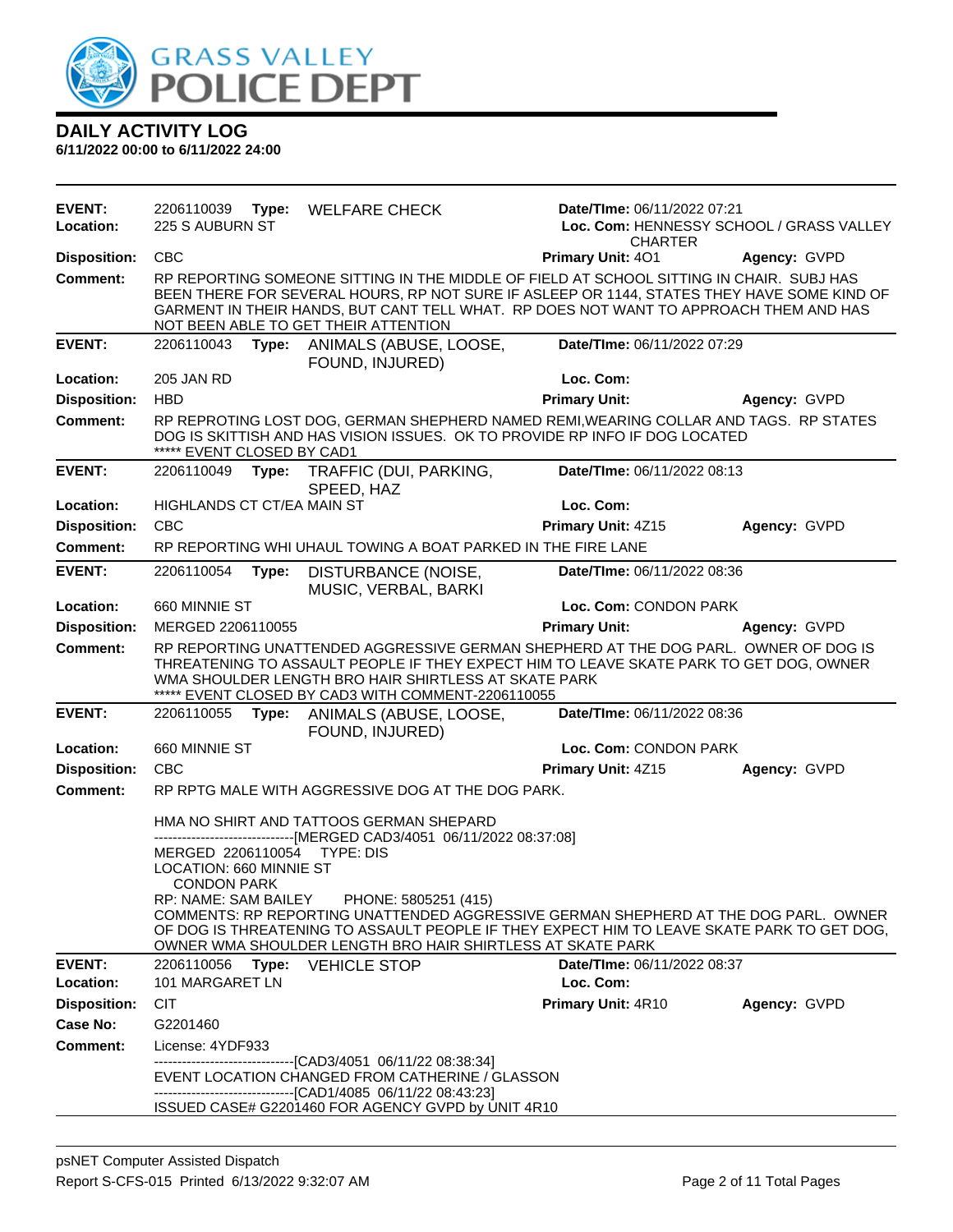# DAILY ACTIVITY LOG

**6/11/2022 00:00 to 6/11/2022 24:00**

---

**EVENT:** 2206110039 **Type:** WELFARE CHECK **Date/TIme:** 06/11/2022 07:21
**Location:** 225 S AUBURN ST **Loc. Com:** HENNESSY SCHOOL / GRASS VALLEY CHARTER
**Disposition:** CBC **Primary Unit:** 4O1 **Agency:** GVPD
**Comment:** RP REPORTING SOMEONE SITTING IN THE MIDDLE OF FIELD AT SCHOOL SITTING IN CHAIR. SUBJ HAS BEEN THERE FOR SEVERAL HOURS, RP NOT SURE IF ASLEEP OR 1144, STATES THEY HAVE SOME KIND OF GARMENT IN THEIR HANDS, BUT CANT TELL WHAT. RP DOES NOT WANT TO APPROACH THEM AND HAS NOT BEEN ABLE TO GET THEIR ATTENTION

---

**EVENT:** 2206110043 **Type:** ANIMALS (ABUSE, LOOSE, FOUND, INJURED) **Date/TIme:** 06/11/2022 07:29
**Location:** 205 JAN RD **Loc. Com:**
**Disposition:** HBD **Primary Unit:** **Agency:** GVPD
**Comment:** RP REPROTING LOST DOG, GERMAN SHEPHERD NAMED REMI,WEARING COLLAR AND TAGS. RP STATES DOG IS SKITTISH AND HAS VISION ISSUES. OK TO PROVIDE RP INFO IF DOG LOCATED
***** EVENT CLOSED BY CAD1

---

**EVENT:** 2206110049 **Type:** TRAFFIC (DUI, PARKING, SPEED, HAZ **Date/TIme:** 06/11/2022 08:13
**Location:** HIGHLANDS CT CT/EA MAIN ST **Loc. Com:**
**Disposition:** CBC **Primary Unit:** 4Z15 **Agency:** GVPD
**Comment:** RP REPORTING WHI UHAUL TOWING A BOAT PARKED IN THE FIRE LANE

---

**EVENT:** 2206110054 **Type:** DISTURBANCE (NOISE, MUSIC, VERBAL, BARKI **Date/TIme:** 06/11/2022 08:36
**Location:** 660 MINNIE ST **Loc. Com:** CONDON PARK
**Disposition:** MERGED 2206110055 **Primary Unit:** **Agency:** GVPD
**Comment:** RP REPORTING UNATTENDED AGGRESSIVE GERMAN SHEPHERD AT THE DOG PARL. OWNER OF DOG IS THREATENING TO ASSAULT PEOPLE IF THEY EXPECT HIM TO LEAVE SKATE PARK TO GET DOG, OWNER WMA SHOULDER LENGTH BRO HAIR SHIRTLESS AT SKATE PARK
***** EVENT CLOSED BY CAD3 WITH COMMENT-2206110055

---

**EVENT:** 2206110055 **Type:** ANIMALS (ABUSE, LOOSE, FOUND, INJURED) **Date/TIme:** 06/11/2022 08:36
**Location:** 660 MINNIE ST **Loc. Com:** CONDON PARK
**Disposition:** CBC **Primary Unit:** 4Z15 **Agency:** GVPD
**Comment:** RP RPTG MALE WITH AGGRESSIVE DOG AT THE DOG PARK.

HMA NO SHIRT AND TATTOOS GERMAN SHEPARD
-------------------------------[MERGED CAD3/4051 06/11/2022 08:37:08]
MERGED 2206110054 TYPE: DIS
LOCATION: 660 MINNIE ST
CONDON PARK
RP: NAME: SAM BAILEY PHONE: 5805251 (415)
COMMENTS: RP REPORTING UNATTENDED AGGRESSIVE GERMAN SHEPHERD AT THE DOG PARL. OWNER OF DOG IS THREATENING TO ASSAULT PEOPLE IF THEY EXPECT HIM TO LEAVE SKATE PARK TO GET DOG, OWNER WMA SHOULDER LENGTH BRO HAIR SHIRTLESS AT SKATE PARK

---

**EVENT:** 2206110056 **Type:** VEHICLE STOP **Date/TIme:** 06/11/2022 08:37
**Location:** 101 MARGARET LN **Loc. Com:**
**Disposition:** CIT **Primary Unit:** 4R10 **Agency:** GVPD
**Case No:** G2201460
**Comment:** License: 4YDF933
-------------------------------[CAD3/4051 06/11/22 08:38:34]
EVENT LOCATION CHANGED FROM CATHERINE / GLASSON
-------------------------------[CAD1/4085 06/11/22 08:43:23]
ISSUED CASE# G2201460 FOR AGENCY GVPD by UNIT 4R10

---

psNET Computer Assisted Dispatch
Report S-CFS-015 Printed 6/13/2022 9:32:07 AM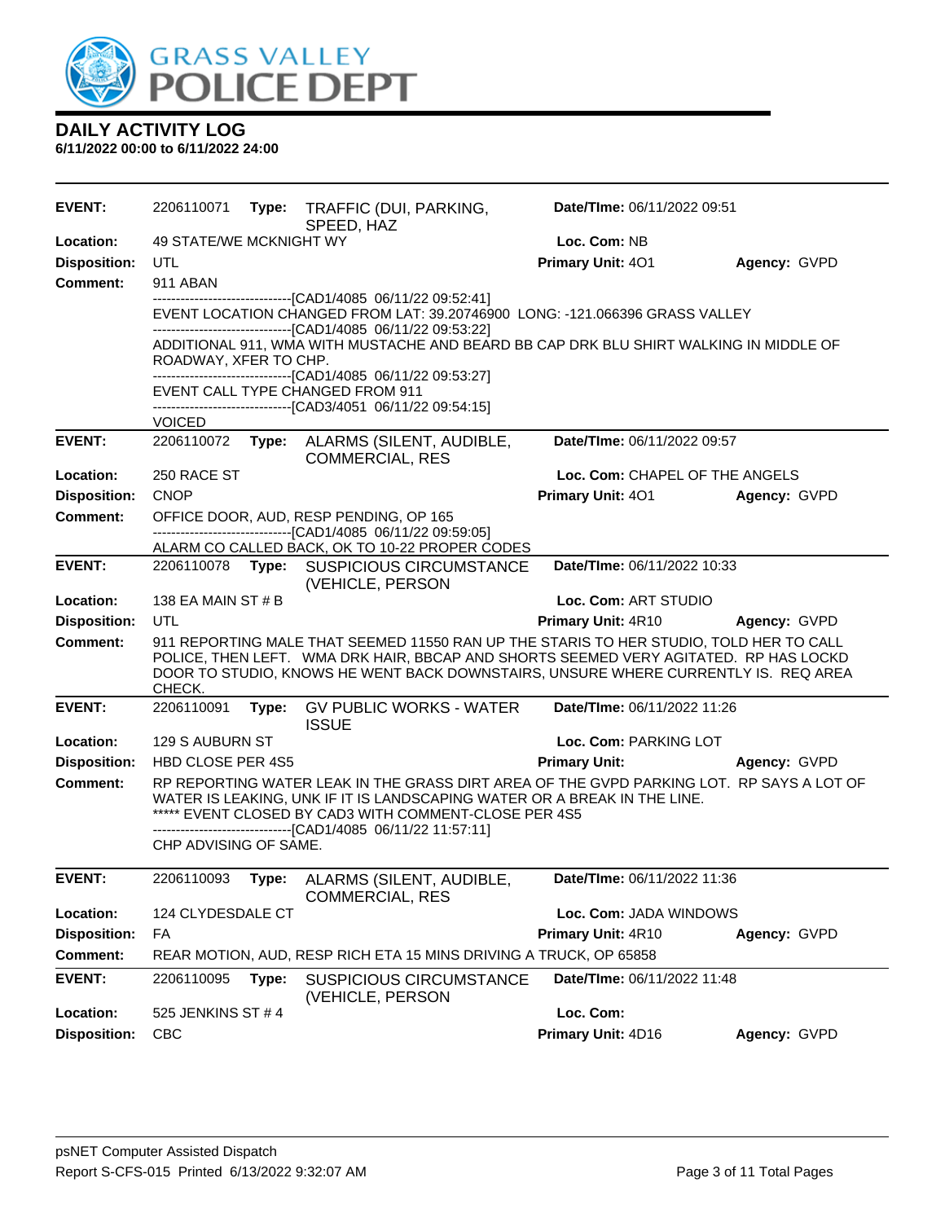# GRASS VALLEY POLICE DEPT

## DAILY ACTIVITY LOG

**6/11/2022 00:00 to 6/11/2022 24:00**

---

**EVENT:** 2206110071 **Type:** TRAFFIC (DUI, PARKING, SPEED, HAZ **Date/TIme:** 06/11/2022 09:51
**Location:** 49 STATE/WE MCKNIGHT WY **Loc. Com:** NB
**Disposition:** UTL **Primary Unit:** 4O1 **Agency:** GVPD
**Comment:** 911 ABAN

-------------------------------[CAD1/4085 06/11/22 09:52:41]
EVENT LOCATION CHANGED FROM LAT: 39.20746900 LONG: -121.066396 GRASS VALLEY
-------------------------------[CAD1/4085 06/11/22 09:53:22]
ADDITIONAL 911, WMA WITH MUSTACHE AND BEARD BB CAP DRK BLU SHIRT WALKING IN MIDDLE OF ROADWAY, XFER TO CHP.
-------------------------------[CAD1/4085 06/11/22 09:53:27]
EVENT CALL TYPE CHANGED FROM 911
-------------------------------[CAD3/4051 06/11/22 09:54:15]
VOICED

---

**EVENT:** 2206110072 **Type:** ALARMS (SILENT, AUDIBLE, COMMERCIAL, RES **Date/TIme:** 06/11/2022 09:57
**Location:** 250 RACE ST **Loc. Com:** CHAPEL OF THE ANGELS
**Disposition:** CNOP **Primary Unit:** 4O1 **Agency:** GVPD
**Comment:** OFFICE DOOR, AUD, RESP PENDING, OP 165

-------------------------------[CAD1/4085 06/11/22 09:59:05]
ALARM CO CALLED BACK, OK TO 10-22 PROPER CODES

---

**EVENT:** 2206110078 **Type:** SUSPICIOUS CIRCUMSTANCE (VEHICLE, PERSON **Date/TIme:** 06/11/2022 10:33
**Location:** 138 EA MAIN ST # B **Loc. Com:** ART STUDIO
**Disposition:** UTL **Primary Unit:** 4R10 **Agency:** GVPD
**Comment:** 911 REPORTING MALE THAT SEEMED 11550 RAN UP THE STARIS TO HER STUDIO, TOLD HER TO CALL POLICE, THEN LEFT. WMA DRK HAIR, BBCAP AND SHORTS SEEMED VERY AGITATED. RP HAS LOCKD DOOR TO STUDIO, KNOWS HE WENT BACK DOWNSTAIRS, UNSURE WHERE CURRENTLY IS. REQ AREA CHECK.

---

**EVENT:** 2206110091 **Type:** GV PUBLIC WORKS - WATER ISSUE **Date/TIme:** 06/11/2022 11:26
**Location:** 129 S AUBURN ST **Loc. Com:** PARKING LOT
**Disposition:** HBD CLOSE PER 4S5 **Primary Unit:** **Agency:** GVPD
**Comment:** RP REPORTING WATER LEAK IN THE GRASS DIRT AREA OF THE GVPD PARKING LOT. RP SAYS A LOT OF WATER IS LEAKING, UNK IF IT IS LANDSCAPING WATER OR A BREAK IN THE LINE.
***** EVENT CLOSED BY CAD3 WITH COMMENT-CLOSE PER 4S5
-------------------------------[CAD1/4085 06/11/22 11:57:11]
CHP ADVISING OF SAME.

---

**EVENT:** 2206110093 **Type:** ALARMS (SILENT, AUDIBLE, COMMERCIAL, RES **Date/TIme:** 06/11/2022 11:36
**Location:** 124 CLYDESDALE CT **Loc. Com:** JADA WINDOWS
**Disposition:** FA **Primary Unit:** 4R10 **Agency:** GVPD
**Comment:** REAR MOTION, AUD, RESP RICH ETA 15 MINS DRIVING A TRUCK, OP 65858

---

**EVENT:** 2206110095 **Type:** SUSPICIOUS CIRCUMSTANCE (VEHICLE, PERSON **Date/TIme:** 06/11/2022 11:48
**Location:** 525 JENKINS ST # 4 **Loc. Com:**
**Disposition:** CBC **Primary Unit:** 4D16 **Agency:** GVPD

---

psNET Computer Assisted Dispatch
Report S-CFS-015 Printed 6/13/2022 9:32:07 AM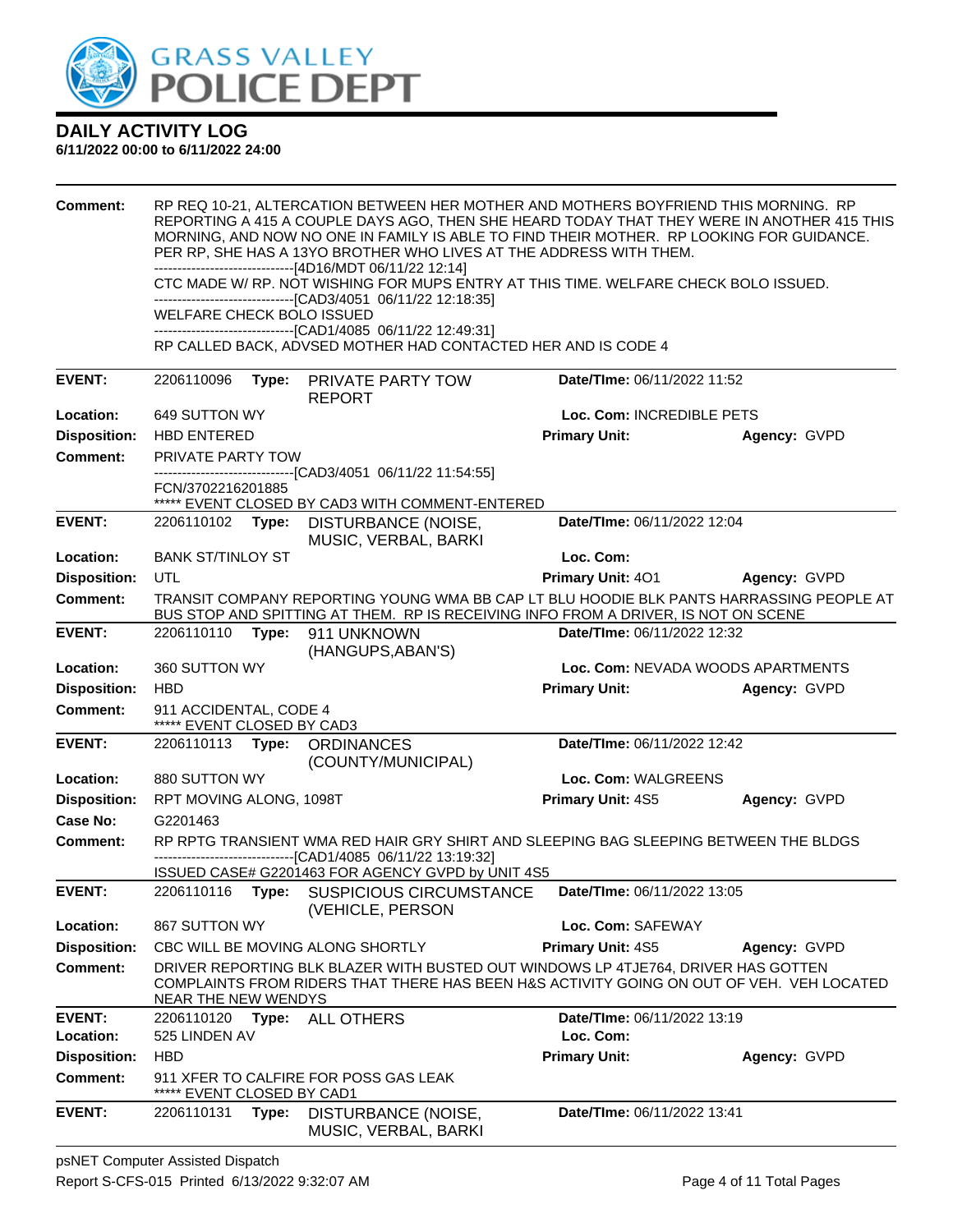# DAILY ACTIVITY LOG
**6/11/2022 00:00 to 6/11/2022 24:00**

**Comment:** RP REQ 10-21, ALTERCATION BETWEEN HER MOTHER AND MOTHERS BOYFRIEND THIS MORNING. RP REPORTING A 415 A COUPLE DAYS AGO, THEN SHE HEARD TODAY THAT THEY WERE IN ANOTHER 415 THIS MORNING, AND NOW NO ONE IN FAMILY IS ABLE TO FIND THEIR MOTHER. RP LOOKING FOR GUIDANCE. PER RP, SHE HAS A 13YO BROTHER WHO LIVES AT THE ADDRESS WITH THEM.
------------------------------[4D16/MDT 06/11/22 12:14]
CTC MADE W/ RP. NOT WISHING FOR MUPS ENTRY AT THIS TIME. WELFARE CHECK BOLO ISSUED.
------------------------------[CAD3/4051 06/11/22 12:18:35]
WELFARE CHECK BOLO ISSUED
------------------------------[CAD1/4085 06/11/22 12:49:31]
RP CALLED BACK, ADVSED MOTHER HAD CONTACTED HER AND IS CODE 4

---

**EVENT:** 2206110096 **Type:** PRIVATE PARTY TOW REPORT **Date/TIme:** 06/11/2022 11:52
**Location:** 649 SUTTON WY **Loc. Com:** INCREDIBLE PETS
**Disposition:** HBD ENTERED **Primary Unit:** **Agency:** GVPD
**Comment:** PRIVATE PARTY TOW
------------------------------[CAD3/4051 06/11/22 11:54:55]
FCN/3702216201885
***** EVENT CLOSED BY CAD3 WITH COMMENT-ENTERED

---

**EVENT:** 2206110102 **Type:** DISTURBANCE (NOISE, MUSIC, VERBAL, BARKI **Date/TIme:** 06/11/2022 12:04
**Location:** BANK ST/TINLOY ST **Loc. Com:**
**Disposition:** UTL **Primary Unit:** 4O1 **Agency:** GVPD
**Comment:** TRANSIT COMPANY REPORTING YOUNG WMA BB CAP LT BLU HOODIE BLK PANTS HARRASSING PEOPLE AT BUS STOP AND SPITTING AT THEM. RP IS RECEIVING INFO FROM A DRIVER, IS NOT ON SCENE

---

**EVENT:** 2206110110 **Type:** 911 UNKNOWN (HANGUPS,ABAN'S) **Date/TIme:** 06/11/2022 12:32
**Location:** 360 SUTTON WY **Loc. Com:** NEVADA WOODS APARTMENTS
**Disposition:** HBD **Primary Unit:** **Agency:** GVPD
**Comment:** 911 ACCIDENTAL, CODE 4
***** EVENT CLOSED BY CAD3

---

**EVENT:** 2206110113 **Type:** ORDINANCES (COUNTY/MUNICIPAL) **Date/TIme:** 06/11/2022 12:42
**Location:** 880 SUTTON WY **Loc. Com:** WALGREENS
**Disposition:** RPT MOVING ALONG, 1098T **Primary Unit:** 4S5 **Agency:** GVPD
**Case No:** G2201463
**Comment:** RP RPTG TRANSIENT WMA RED HAIR GRY SHIRT AND SLEEPING BAG SLEEPING BETWEEN THE BLDGS
------------------------------[CAD1/4085 06/11/22 13:19:32]
ISSUED CASE# G2201463 FOR AGENCY GVPD by UNIT 4S5

---

**EVENT:** 2206110116 **Type:** SUSPICIOUS CIRCUMSTANCE (VEHICLE, PERSON **Date/TIme:** 06/11/2022 13:05
**Location:** 867 SUTTON WY **Loc. Com:** SAFEWAY
**Disposition:** CBC WILL BE MOVING ALONG SHORTLY **Primary Unit:** 4S5 **Agency:** GVPD
**Comment:** DRIVER REPORTING BLK BLAZER WITH BUSTED OUT WINDOWS LP 4TJE764, DRIVER HAS GOTTEN COMPLAINTS FROM RIDERS THAT THERE HAS BEEN H&S ACTIVITY GOING ON OUT OF VEH. VEH LOCATED NEAR THE NEW WENDYS

---

**EVENT:** 2206110120 **Type:** ALL OTHERS **Date/TIme:** 06/11/2022 13:19
**Location:** 525 LINDEN AV **Loc. Com:**
**Disposition:** HBD **Primary Unit:** **Agency:** GVPD
**Comment:** 911 XFER TO CALFIRE FOR POSS GAS LEAK
***** EVENT CLOSED BY CAD1

---

**EVENT:** 2206110131 **Type:** DISTURBANCE (NOISE, MUSIC, VERBAL, BARKI **Date/TIme:** 06/11/2022 13:41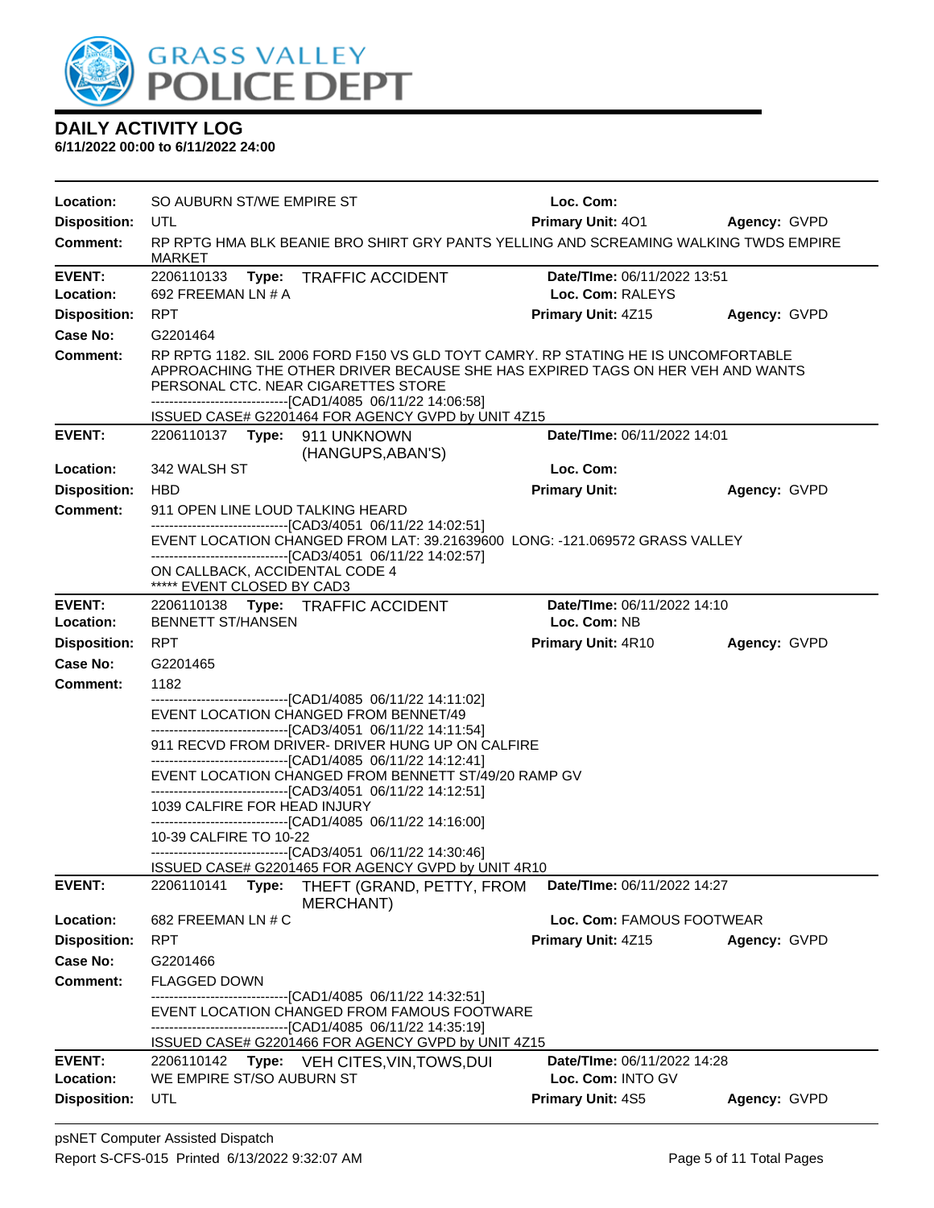# DAILY ACTIVITY LOG

**6/11/2022 00:00 to 6/11/2022 24:00**

**Location:** SO AUBURN ST/WE EMPIRE ST **Loc. Com:**
**Disposition:** UTL **Primary Unit:** 4O1 **Agency:** GVPD
**Comment:** RP RPTG HMA BLK BEANIE BRO SHIRT GRY PANTS YELLING AND SCREAMING WALKING TWDS EMPIRE MARKET

---

**EVENT:** 2206110133 **Type:** TRAFFIC ACCIDENT **Date/TIme:** 06/11/2022 13:51
**Location:** 692 FREEMAN LN # A **Loc. Com:** RALEYS
**Disposition:** RPT **Primary Unit:** 4Z15 **Agency:** GVPD
**Case No:** G2201464
**Comment:** RP RPTG 1182. SIL 2006 FORD F150 VS GLD TOYT CAMRY. RP STATING HE IS UNCOMFORTABLE APPROACHING THE OTHER DRIVER BECAUSE SHE HAS EXPIRED TAGS ON HER VEH AND WANTS PERSONAL CTC. NEAR CIGARETTES STORE
------------------------------[CAD1/4085 06/11/22 14:06:58]
ISSUED CASE# G2201464 FOR AGENCY GVPD by UNIT 4Z15

---

**EVENT:** 2206110137 **Type:** 911 UNKNOWN (HANGUPS,ABAN'S) **Date/TIme:** 06/11/2022 14:01
**Location:** 342 WALSH ST **Loc. Com:**
**Disposition:** HBD **Primary Unit:** **Agency:** GVPD
**Comment:** 911 OPEN LINE LOUD TALKING HEARD
------------------------------[CAD3/4051 06/11/22 14:02:51]
EVENT LOCATION CHANGED FROM LAT: 39.21639600 LONG: -121.069572 GRASS VALLEY
------------------------------[CAD3/4051 06/11/22 14:02:57]
ON CALLBACK, ACCIDENTAL CODE 4
***** EVENT CLOSED BY CAD3

---

**EVENT:** 2206110138 **Type:** TRAFFIC ACCIDENT **Date/TIme:** 06/11/2022 14:10
**Location:** BENNETT ST/HANSEN **Loc. Com:** NB
**Disposition:** RPT **Primary Unit:** 4R10 **Agency:** GVPD
**Case No:** G2201465
**Comment:** 1182
------------------------------[CAD1/4085 06/11/22 14:11:02]
EVENT LOCATION CHANGED FROM BENNET/49
------------------------------[CAD3/4051 06/11/22 14:11:54]
911 RECVD FROM DRIVER- DRIVER HUNG UP ON CALFIRE
------------------------------[CAD1/4085 06/11/22 14:12:41]
EVENT LOCATION CHANGED FROM BENNETT ST/49/20 RAMP GV
------------------------------[CAD3/4051 06/11/22 14:12:51]
1039 CALFIRE FOR HEAD INJURY
------------------------------[CAD1/4085 06/11/22 14:16:00]
10-39 CALFIRE TO 10-22
------------------------------[CAD3/4051 06/11/22 14:30:46]
ISSUED CASE# G2201465 FOR AGENCY GVPD by UNIT 4R10

---

**EVENT:** 2206110141 **Type:** THEFT (GRAND, PETTY, FROM MERCHANT) **Date/TIme:** 06/11/2022 14:27
**Location:** 682 FREEMAN LN # C **Loc. Com:** FAMOUS FOOTWEAR
**Disposition:** RPT **Primary Unit:** 4Z15 **Agency:** GVPD
**Case No:** G2201466
**Comment:** FLAGGED DOWN
------------------------------[CAD1/4085 06/11/22 14:32:51]
EVENT LOCATION CHANGED FROM FAMOUS FOOTWARE
------------------------------[CAD1/4085 06/11/22 14:35:19]
ISSUED CASE# G2201466 FOR AGENCY GVPD by UNIT 4Z15

---

**EVENT:** 2206110142 **Type:** VEH CITES,VIN,TOWS,DUI **Date/TIme:** 06/11/2022 14:28
**Location:** WE EMPIRE ST/SO AUBURN ST **Loc. Com:** INTO GV
**Disposition:** UTL **Primary Unit:** 4S5 **Agency:** GVPD

psNET Computer Assisted Dispatch
Report S-CFS-015 Printed 6/13/2022 9:32:07 AM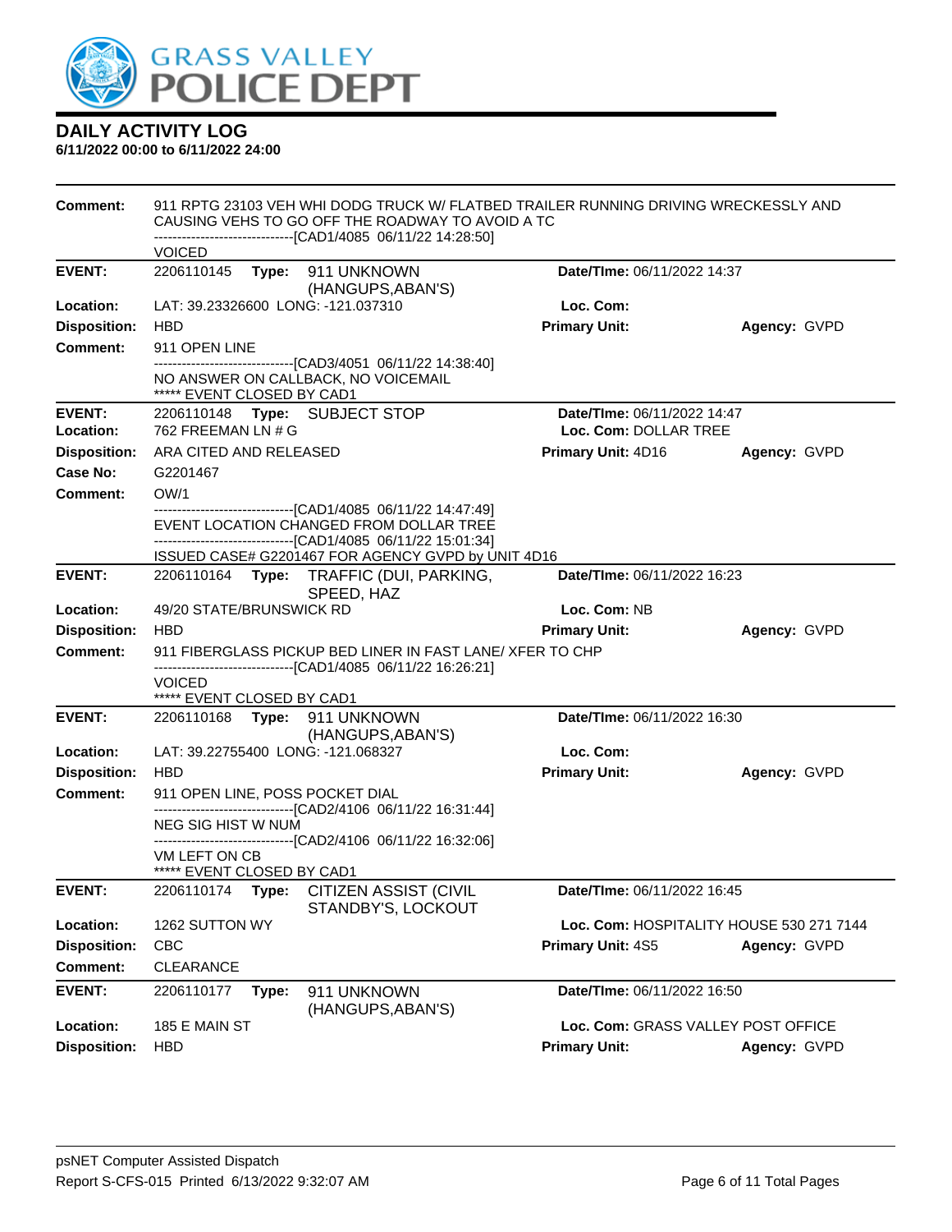# GRASS VALLEY POLICE DEPT

## DAILY ACTIVITY LOG
**6/11/2022 00:00 to 6/11/2022 24:00**

| | | | |
|---|---|---|---|
| **Comment:** | 911 RPTG 23103 VEH WHI DODG TRUCK W/ FLATBED TRAILER RUNNING DRIVING WRECKESSLY AND CAUSING VEHS TO GO OFF THE ROADWAY TO AVOID A TC<br>------------------------------[CAD1/4085 06/11/22 14:28:50]<br>VOICED | | |

| | | | |
|---|---|---|---|
| **EVENT:** | 2206110145 **Type:** 911 UNKNOWN (HANGUPS,ABAN'S) | **Date/TIme:** 06/11/2022 14:37 | |
| **Location:** | LAT: 39.23326600 LONG: -121.037310 | **Loc. Com:** | |
| **Disposition:** | HBD | **Primary Unit:** | **Agency:** GVPD |
| **Comment:** | 911 OPEN LINE<br>------------------------------[CAD3/4051 06/11/22 14:38:40]<br>NO ANSWER ON CALLBACK, NO VOICEMAIL<br>***** EVENT CLOSED BY CAD1 | | |

| | | | |
|---|---|---|---|
| **EVENT:** | 2206110148 **Type:** SUBJECT STOP | **Date/TIme:** 06/11/2022 14:47 | |
| **Location:** | 762 FREEMAN LN # G | **Loc. Com:** DOLLAR TREE | |
| **Disposition:** | ARA CITED AND RELEASED | **Primary Unit:** 4D16 | **Agency:** GVPD |
| **Case No:** | G2201467 | | |
| **Comment:** | OW/1<br>------------------------------[CAD1/4085 06/11/22 14:47:49]<br>EVENT LOCATION CHANGED FROM DOLLAR TREE<br>------------------------------[CAD1/4085 06/11/22 15:01:34]<br>ISSUED CASE# G2201467 FOR AGENCY GVPD by UNIT 4D16 | | |

| | | | |
|---|---|---|---|
| **EVENT:** | 2206110164 **Type:** TRAFFIC (DUI, PARKING, SPEED, HAZ | **Date/TIme:** 06/11/2022 16:23 | |
| **Location:** | 49/20 STATE/BRUNSWICK RD | **Loc. Com:** NB | |
| **Disposition:** | HBD | **Primary Unit:** | **Agency:** GVPD |
| **Comment:** | 911 FIBERGLASS PICKUP BED LINER IN FAST LANE/ XFER TO CHP<br>------------------------------[CAD1/4085 06/11/22 16:26:21]<br>VOICED<br>***** EVENT CLOSED BY CAD1 | | |

| | | | |
|---|---|---|---|
| **EVENT:** | 2206110168 **Type:** 911 UNKNOWN (HANGUPS,ABAN'S) | **Date/TIme:** 06/11/2022 16:30 | |
| **Location:** | LAT: 39.22755400 LONG: -121.068327 | **Loc. Com:** | |
| **Disposition:** | HBD | **Primary Unit:** | **Agency:** GVPD |
| **Comment:** | 911 OPEN LINE, POSS POCKET DIAL<br>------------------------------[CAD2/4106 06/11/22 16:31:44]<br>NEG SIG HIST W NUM<br>------------------------------[CAD2/4106 06/11/22 16:32:06]<br>VM LEFT ON CB<br>***** EVENT CLOSED BY CAD1 | | |

| | | | |
|---|---|---|---|
| **EVENT:** | 2206110174 **Type:** CITIZEN ASSIST (CIVIL STANDBY'S, LOCKOUT | **Date/TIme:** 06/11/2022 16:45 | |
| **Location:** | 1262 SUTTON WY | **Loc. Com:** HOSPITALITY HOUSE 530 271 7144 | |
| **Disposition:** | CBC | **Primary Unit:** 4S5 | **Agency:** GVPD |
| **Comment:** | CLEARANCE | | |

| | | | |
|---|---|---|---|
| **EVENT:** | 2206110177 **Type:** 911 UNKNOWN (HANGUPS,ABAN'S) | **Date/TIme:** 06/11/2022 16:50 | |
| **Location:** | 185 E MAIN ST | **Loc. Com:** GRASS VALLEY POST OFFICE | |
| **Disposition:** | HBD | **Primary Unit:** | **Agency:** GVPD |

psNET Computer Assisted Dispatch
Report S-CFS-015 Printed 6/13/2022 9:32:07 AM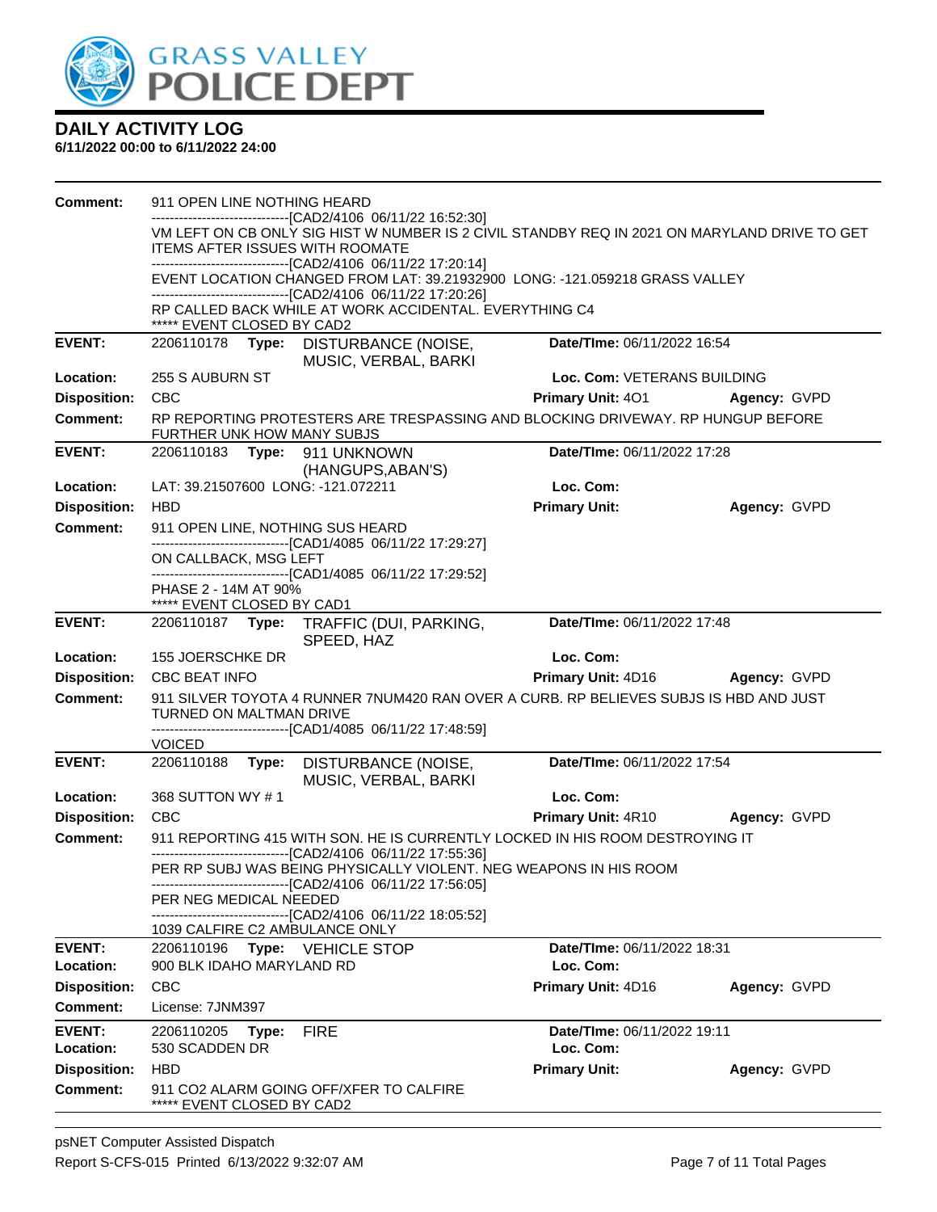# DAILY ACTIVITY LOG

**6/11/2022 00:00 to 6/11/2022 24:00**

**Comment:** 911 OPEN LINE NOTHING HEARD
------------------------------[CAD2/4106 06/11/22 16:52:30]
VM LEFT ON CB ONLY SIG HIST W NUMBER IS 2 CIVIL STANDBY REQ IN 2021 ON MARYLAND DRIVE TO GET ITEMS AFTER ISSUES WITH ROOMATE
------------------------------[CAD2/4106 06/11/22 17:20:14]
EVENT LOCATION CHANGED FROM LAT: 39.21932900 LONG: -121.059218 GRASS VALLEY
------------------------------[CAD2/4106 06/11/22 17:20:26]
RP CALLED BACK WHILE AT WORK ACCIDENTAL. EVERYTHING C4
***** EVENT CLOSED BY CAD2

---

**EVENT:** 2206110178 **Type:** DISTURBANCE (NOISE, MUSIC, VERBAL, BARKI **Date/TIme:** 06/11/2022 16:54
**Location:** 255 S AUBURN ST **Loc. Com:** VETERANS BUILDING
**Disposition:** CBC **Primary Unit:** 4O1 **Agency:** GVPD
**Comment:** RP REPORTING PROTESTERS ARE TRESPASSING AND BLOCKING DRIVEWAY. RP HUNGUP BEFORE FURTHER UNK HOW MANY SUBJS

---

**EVENT:** 2206110183 **Type:** 911 UNKNOWN (HANGUPS,ABAN'S) **Date/TIme:** 06/11/2022 17:28
**Location:** LAT: 39.21507600 LONG: -121.072211 **Loc. Com:**
**Disposition:** HBD **Primary Unit:** **Agency:** GVPD
**Comment:** 911 OPEN LINE, NOTHING SUS HEARD
------------------------------[CAD1/4085 06/11/22 17:29:27]
ON CALLBACK, MSG LEFT
------------------------------[CAD1/4085 06/11/22 17:29:52]
PHASE 2 - 14M AT 90%
***** EVENT CLOSED BY CAD1

---

**EVENT:** 2206110187 **Type:** TRAFFIC (DUI, PARKING, SPEED, HAZ **Date/TIme:** 06/11/2022 17:48
**Location:** 155 JOERSCHKE DR **Loc. Com:**
**Disposition:** CBC BEAT INFO **Primary Unit:** 4D16 **Agency:** GVPD
**Comment:** 911 SILVER TOYOTA 4 RUNNER 7NUM420 RAN OVER A CURB. RP BELIEVES SUBJS IS HBD AND JUST TURNED ON MALTMAN DRIVE
------------------------------[CAD1/4085 06/11/22 17:48:59]
VOICED

---

**EVENT:** 2206110188 **Type:** DISTURBANCE (NOISE, MUSIC, VERBAL, BARKI **Date/TIme:** 06/11/2022 17:54
**Location:** 368 SUTTON WY # 1 **Loc. Com:**
**Disposition:** CBC **Primary Unit:** 4R10 **Agency:** GVPD
**Comment:** 911 REPORTING 415 WITH SON. HE IS CURRENTLY LOCKED IN HIS ROOM DESTROYING IT
------------------------------[CAD2/4106 06/11/22 17:55:36]
PER RP SUBJ WAS BEING PHYSICALLY VIOLENT. NEG WEAPONS IN HIS ROOM
------------------------------[CAD2/4106 06/11/22 17:56:05]
PER NEG MEDICAL NEEDED
------------------------------[CAD2/4106 06/11/22 18:05:52]
1039 CALFIRE C2 AMBULANCE ONLY

---

**EVENT:** 2206110196 **Type:** VEHICLE STOP **Date/TIme:** 06/11/2022 18:31
**Location:** 900 BLK IDAHO MARYLAND RD **Loc. Com:**
**Disposition:** CBC **Primary Unit:** 4D16 **Agency:** GVPD
**Comment:** License: 7JNM397

---

**EVENT:** 2206110205 **Type:** FIRE **Date/TIme:** 06/11/2022 19:11
**Location:** 530 SCADDEN DR **Loc. Com:**
**Disposition:** HBD **Primary Unit:** **Agency:** GVPD
**Comment:** 911 CO2 ALARM GOING OFF/XFER TO CALFIRE
***** EVENT CLOSED BY CAD2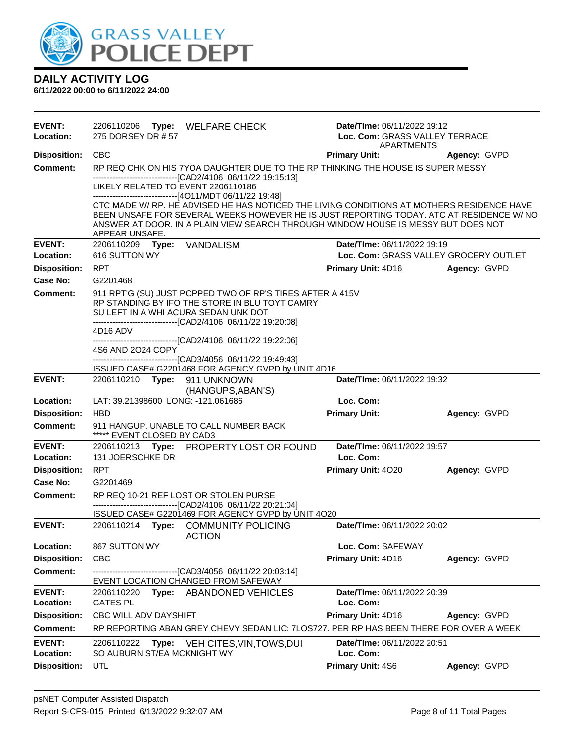# DAILY ACTIVITY LOG

**6/11/2022 00:00 to 6/11/2022 24:00**

---

**EVENT:** 2206110206 **Type:** WELFARE CHECK **Date/TIme:** 06/11/2022 19:12
**Location:** 275 DORSEY DR # 57 **Loc. Com:** GRASS VALLEY TERRACE APARTMENTS
**Disposition:** CBC **Primary Unit:** **Agency:** GVPD
**Comment:** RP REQ CHK ON HIS 7YOA DAUGHTER DUE TO THE RP THINKING THE HOUSE IS SUPER MESSY
------------------------------[CAD2/4106 06/11/22 19:15:13]
LIKELY RELATED TO EVENT 2206110186
------------------------------[4O11/MDT 06/11/22 19:48]
CTC MADE W/ RP. HE ADVISED HE HAS NOTICED THE LIVING CONDITIONS AT MOTHERS RESIDENCE HAVE BEEN UNSAFE FOR SEVERAL WEEKS HOWEVER HE IS JUST REPORTING TODAY. ATC AT RESIDENCE W/ NO ANSWER AT DOOR. IN A PLAIN VIEW SEARCH THROUGH WINDOW HOUSE IS MESSY BUT DOES NOT APPEAR UNSAFE.

---

**EVENT:** 2206110209 **Type:** VANDALISM **Date/TIme:** 06/11/2022 19:19
**Location:** 616 SUTTON WY **Loc. Com:** GRASS VALLEY GROCERY OUTLET
**Disposition:** RPT **Primary Unit:** 4D16 **Agency:** GVPD
**Case No:** G2201468
**Comment:** 911 RPT'G (SU) JUST POPPED TWO OF RP'S TIRES AFTER A 415V
RP STANDING BY IFO THE STORE IN BLU TOYT CAMRY
SU LEFT IN A WHI ACURA SEDAN UNK DOT
------------------------------[CAD2/4106 06/11/22 19:20:08]
4D16 ADV
------------------------------[CAD2/4106 06/11/22 19:22:06]
4S6 AND 2O24 COPY
------------------------------[CAD3/4056 06/11/22 19:49:43]
ISSUED CASE# G2201468 FOR AGENCY GVPD by UNIT 4D16

---

**EVENT:** 2206110210 **Type:** 911 UNKNOWN (HANGUPS,ABAN'S) **Date/TIme:** 06/11/2022 19:32
**Location:** LAT: 39.21398600 LONG: -121.061686 **Loc. Com:**
**Disposition:** HBD **Primary Unit:** **Agency:** GVPD
**Comment:** 911 HANGUP. UNABLE TO CALL NUMBER BACK
***** EVENT CLOSED BY CAD3

---

**EVENT:** 2206110213 **Type:** PROPERTY LOST OR FOUND **Date/TIme:** 06/11/2022 19:57
**Location:** 131 JOERSCHKE DR **Loc. Com:**
**Disposition:** RPT **Primary Unit:** 4O20 **Agency:** GVPD
**Case No:** G2201469
**Comment:** RP REQ 10-21 REF LOST OR STOLEN PURSE
------------------------------[CAD2/4106 06/11/22 20:21:04]
ISSUED CASE# G2201469 FOR AGENCY GVPD by UNIT 4O20

---

**EVENT:** 2206110214 **Type:** COMMUNITY POLICING ACTION **Date/TIme:** 06/11/2022 20:02
**Location:** 867 SUTTON WY **Loc. Com:** SAFEWAY
**Disposition:** CBC **Primary Unit:** 4D16 **Agency:** GVPD
**Comment:** ------------------------------[CAD3/4056 06/11/22 20:03:14]
EVENT LOCATION CHANGED FROM SAFEWAY

---

**EVENT:** 2206110220 **Type:** ABANDONED VEHICLES **Date/TIme:** 06/11/2022 20:39
**Location:** GATES PL **Loc. Com:**
**Disposition:** CBC WILL ADV DAYSHIFT **Primary Unit:** 4D16 **Agency:** GVPD
**Comment:** RP REPORTING ABAN GREY CHEVY SEDAN LIC: 7LOS727. PER RP HAS BEEN THERE FOR OVER A WEEK

---

**EVENT:** 2206110222 **Type:** VEH CITES,VIN,TOWS,DUI **Date/TIme:** 06/11/2022 20:51
**Location:** SO AUBURN ST/EA MCKNIGHT WY **Loc. Com:**
**Disposition:** UTL **Primary Unit:** 4S6 **Agency:** GVPD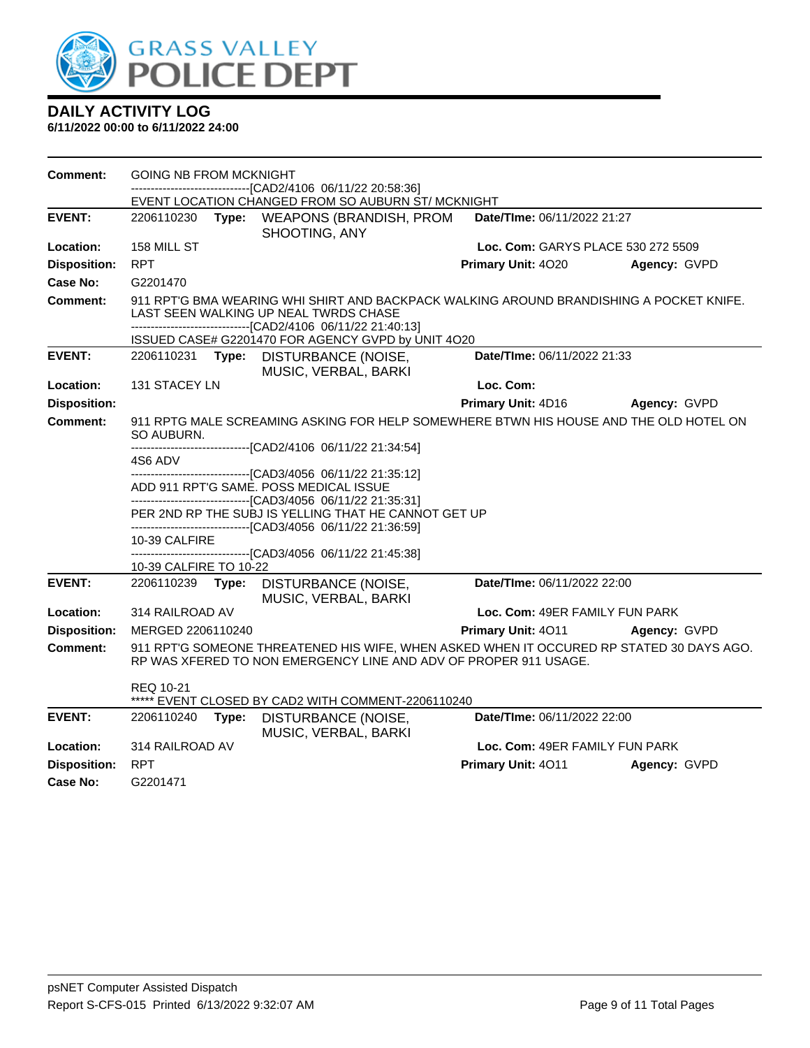# DAILY ACTIVITY LOG

**6/11/2022 00:00 to 6/11/2022 24:00**

**Comment:** GOING NB FROM MCKNIGHT
------------------------------[CAD2/4106 06/11/22 20:58:36]
EVENT LOCATION CHANGED FROM SO AUBURN ST/ MCKNIGHT

---

**EVENT:** 2206110230 **Type:** WEAPONS (BRANDISH, PROM SHOOTING, ANY **Date/TIme:** 06/11/2022 21:27

**Location:** 158 MILL ST **Loc. Com:** GARYS PLACE 530 272 5509

**Disposition:** RPT **Primary Unit:** 4O20 **Agency:** GVPD

**Case No:** G2201470

**Comment:** 911 RPT'G BMA WEARING WHI SHIRT AND BACKPACK WALKING AROUND BRANDISHING A POCKET KNIFE. LAST SEEN WALKING UP NEAL TWRDS CHASE
------------------------------[CAD2/4106 06/11/22 21:40:13]
ISSUED CASE# G2201470 FOR AGENCY GVPD by UNIT 4O20

---

**EVENT:** 2206110231 **Type:** DISTURBANCE (NOISE, MUSIC, VERBAL, BARKI **Date/TIme:** 06/11/2022 21:33

**Location:** 131 STACEY LN **Loc. Com:**

**Disposition:** **Primary Unit:** 4D16 **Agency:** GVPD

**Comment:** 911 RPTG MALE SCREAMING ASKING FOR HELP SOMEWHERE BTWN HIS HOUSE AND THE OLD HOTEL ON SO AUBURN.
------------------------------[CAD2/4106 06/11/22 21:34:54]
4S6 ADV
------------------------------[CAD3/4056 06/11/22 21:35:12]
ADD 911 RPT'G SAME. POSS MEDICAL ISSUE
------------------------------[CAD3/4056 06/11/22 21:35:31]
PER 2ND RP THE SUBJ IS YELLING THAT HE CANNOT GET UP
------------------------------[CAD3/4056 06/11/22 21:36:59]
10-39 CALFIRE
------------------------------[CAD3/4056 06/11/22 21:45:38]
10-39 CALFIRE TO 10-22

---

**EVENT:** 2206110239 **Type:** DISTURBANCE (NOISE, MUSIC, VERBAL, BARKI **Date/TIme:** 06/11/2022 22:00

**Location:** 314 RAILROAD AV **Loc. Com:** 49ER FAMILY FUN PARK

**Disposition:** MERGED 2206110240 **Primary Unit:** 4O11 **Agency:** GVPD

**Comment:** 911 RPT'G SOMEONE THREATENED HIS WIFE, WHEN ASKED WHEN IT OCCURED RP STATED 30 DAYS AGO. RP WAS XFERED TO NON EMERGENCY LINE AND ADV OF PROPER 911 USAGE.

REQ 10-21
***** EVENT CLOSED BY CAD2 WITH COMMENT-2206110240

---

**EVENT:** 2206110240 **Type:** DISTURBANCE (NOISE, MUSIC, VERBAL, BARKI **Date/TIme:** 06/11/2022 22:00

**Location:** 314 RAILROAD AV **Loc. Com:** 49ER FAMILY FUN PARK

**Disposition:** RPT **Primary Unit:** 4O11 **Agency:** GVPD

**Case No:** G2201471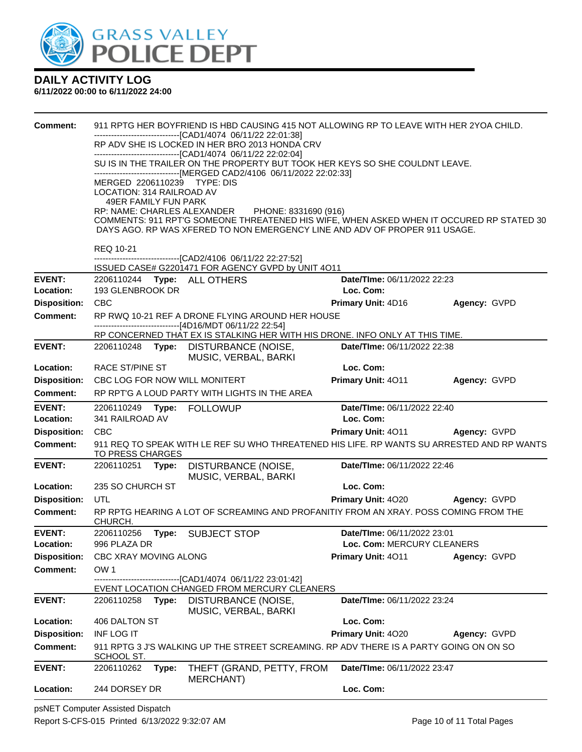# DAILY ACTIVITY LOG

**6/11/2022 00:00 to 6/11/2022 24:00**

**Comment:** 911 RPTG HER BOYFRIEND IS HBD CAUSING 415 NOT ALLOWING RP TO LEAVE WITH HER 2YOA CHILD.
------------------------------[CAD1/4074 06/11/22 22:01:38]
RP ADV SHE IS LOCKED IN HER BRO 2013 HONDA CRV
------------------------------[CAD1/4074 06/11/22 22:02:04]
SU IS IN THE TRAILER ON THE PROPERTY BUT TOOK HER KEYS SO SHE COULDNT LEAVE.
------------------------------[MERGED CAD2/4106 06/11/2022 22:02:33]
MERGED 2206110239 TYPE: DIS
LOCATION: 314 RAILROAD AV
49ER FAMILY FUN PARK
RP: NAME: CHARLES ALEXANDER PHONE: 8331690 (916)
COMMENTS: 911 RPT'G SOMEONE THREATENED HIS WIFE, WHEN ASKED WHEN IT OCCURED RP STATED 30 DAYS AGO. RP WAS XFERED TO NON EMERGENCY LINE AND ADV OF PROPER 911 USAGE.

REQ 10-21
------------------------------[CAD2/4106 06/11/22 22:27:52]
ISSUED CASE# G2201471 FOR AGENCY GVPD by UNIT 4O11

---

**EVENT:** 2206110244 **Type:** ALL OTHERS **Date/TIme:** 06/11/2022 22:23
**Location:** 193 GLENBROOK DR **Loc. Com:**
**Disposition:** CBC **Primary Unit:** 4D16 **Agency:** GVPD
**Comment:** RP RWQ 10-21 REF A DRONE FLYING AROUND HER HOUSE
------------------------------[4D16/MDT 06/11/22 22:54]
RP CONCERNED THAT EX IS STALKING HER WITH HIS DRONE. INFO ONLY AT THIS TIME.

---

**EVENT:** 2206110248 **Type:** DISTURBANCE (NOISE, MUSIC, VERBAL, BARKI **Date/TIme:** 06/11/2022 22:38
**Location:** RACE ST/PINE ST **Loc. Com:**
**Disposition:** CBC LOG FOR NOW WILL MONITERT **Primary Unit:** 4O11 **Agency:** GVPD
**Comment:** RP RPT'G A LOUD PARTY WITH LIGHTS IN THE AREA

---

**EVENT:** 2206110249 **Type:** FOLLOWUP **Date/TIme:** 06/11/2022 22:40
**Location:** 341 RAILROAD AV **Loc. Com:**
**Disposition:** CBC **Primary Unit:** 4O11 **Agency:** GVPD
**Comment:** 911 REQ TO SPEAK WITH LE REF SU WHO THREATENED HIS LIFE. RP WANTS SU ARRESTED AND RP WANTS TO PRESS CHARGES

---

**EVENT:** 2206110251 **Type:** DISTURBANCE (NOISE, MUSIC, VERBAL, BARKI **Date/TIme:** 06/11/2022 22:46
**Location:** 235 SO CHURCH ST **Loc. Com:**
**Disposition:** UTL **Primary Unit:** 4O20 **Agency:** GVPD
**Comment:** RP RPTG HEARING A LOT OF SCREAMING AND PROFANITIY FROM AN XRAY. POSS COMING FROM THE CHURCH.

---

**EVENT:** 2206110256 **Type:** SUBJECT STOP **Date/TIme:** 06/11/2022 23:01
**Location:** 996 PLAZA DR **Loc. Com:** MERCURY CLEANERS
**Disposition:** CBC XRAY MOVING ALONG **Primary Unit:** 4O11 **Agency:** GVPD
**Comment:** OW 1
------------------------------[CAD1/4074 06/11/22 23:01:42]
EVENT LOCATION CHANGED FROM MERCURY CLEANERS

---

**EVENT:** 2206110258 **Type:** DISTURBANCE (NOISE, MUSIC, VERBAL, BARKI **Date/TIme:** 06/11/2022 23:24
**Location:** 406 DALTON ST **Loc. Com:**
**Disposition:** INF LOG IT **Primary Unit:** 4O20 **Agency:** GVPD
**Comment:** 911 RPTG 3 J'S WALKING UP THE STREET SCREAMING. RP ADV THERE IS A PARTY GOING ON ON SO SCHOOL ST.

---

**EVENT:** 2206110262 **Type:** THEFT (GRAND, PETTY, FROM MERCHANT) **Date/TIme:** 06/11/2022 23:47
**Location:** 244 DORSEY DR **Loc. Com:**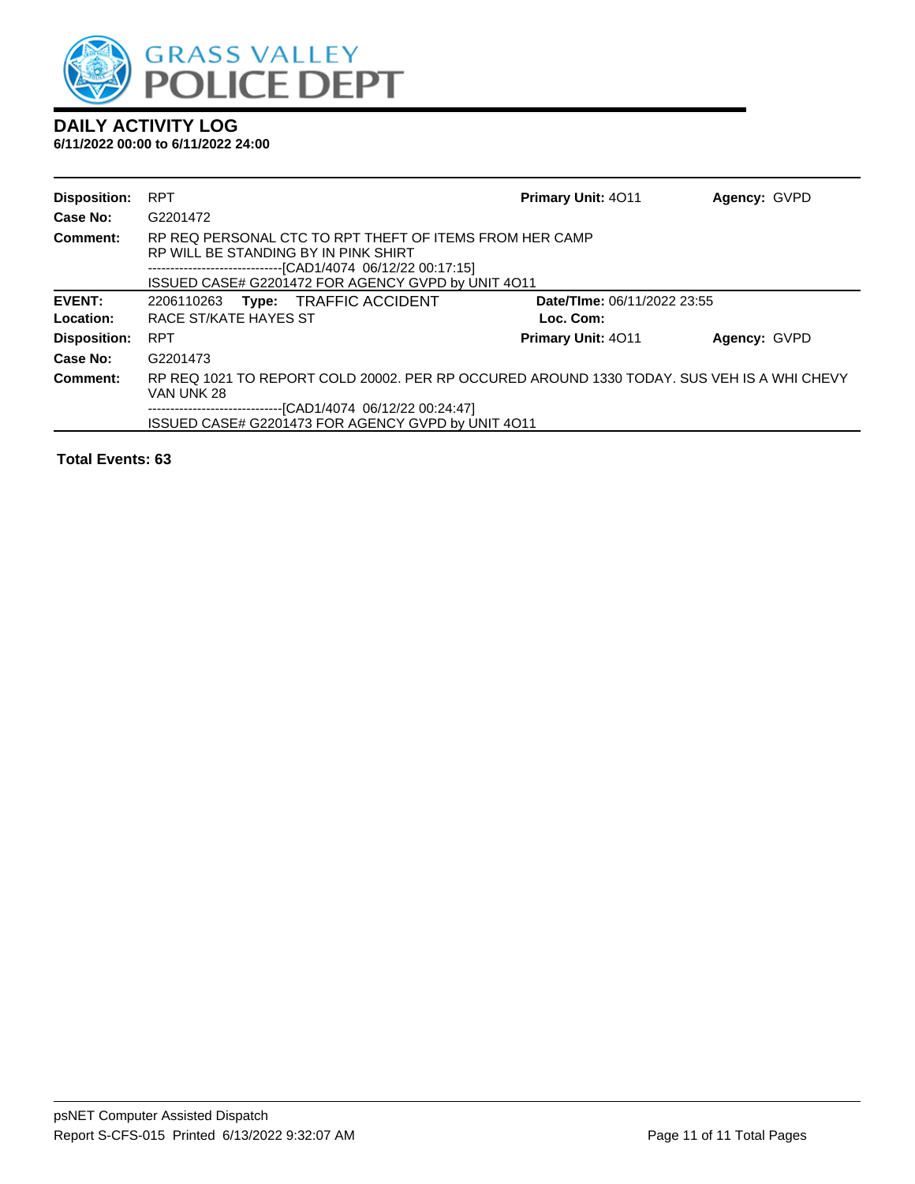## DAILY ACTIVITY LOG

**6/11/2022 00:00 to 6/11/2022 24:00**

| | | | |
|---|---|---|---|
| **Disposition:** RPT | | **Primary Unit:** 4O11 | **Agency:** GVPD |
| **Case No:** G2201472 | | | |
| **Comment:** | RP REQ PERSONAL CTC TO RPT THEFT OF ITEMS FROM HER CAMP<br>RP WILL BE STANDING BY IN PINK SHIRT<br>------------------------------[CAD1/4074 06/12/22 00:17:15]<br>ISSUED CASE# G2201472 FOR AGENCY GVPD by UNIT 4O11 | | |

| | | | |
|---|---|---|---|
| **EVENT:** 2206110263 | **Type:** TRAFFIC ACCIDENT | **Date/TIme:** 06/11/2022 23:55 | |
| **Location:** RACE ST/KATE HAYES ST | | **Loc. Com:** | |
| **Disposition:** RPT | | **Primary Unit:** 4O11 | **Agency:** GVPD |
| **Case No:** G2201473 | | | |
| **Comment:** | RP REQ 1021 TO REPORT COLD 20002. PER RP OCCURED AROUND 1330 TODAY. SUS VEH IS A WHI CHEVY VAN UNK 28<br>------------------------------[CAD1/4074 06/12/22 00:24:47]<br>ISSUED CASE# G2201473 FOR AGENCY GVPD by UNIT 4O11 | | |

**Total Events: 63**

psNET Computer Assisted Dispatch
Report S-CFS-015 Printed 6/13/2022 9:32:07 AM